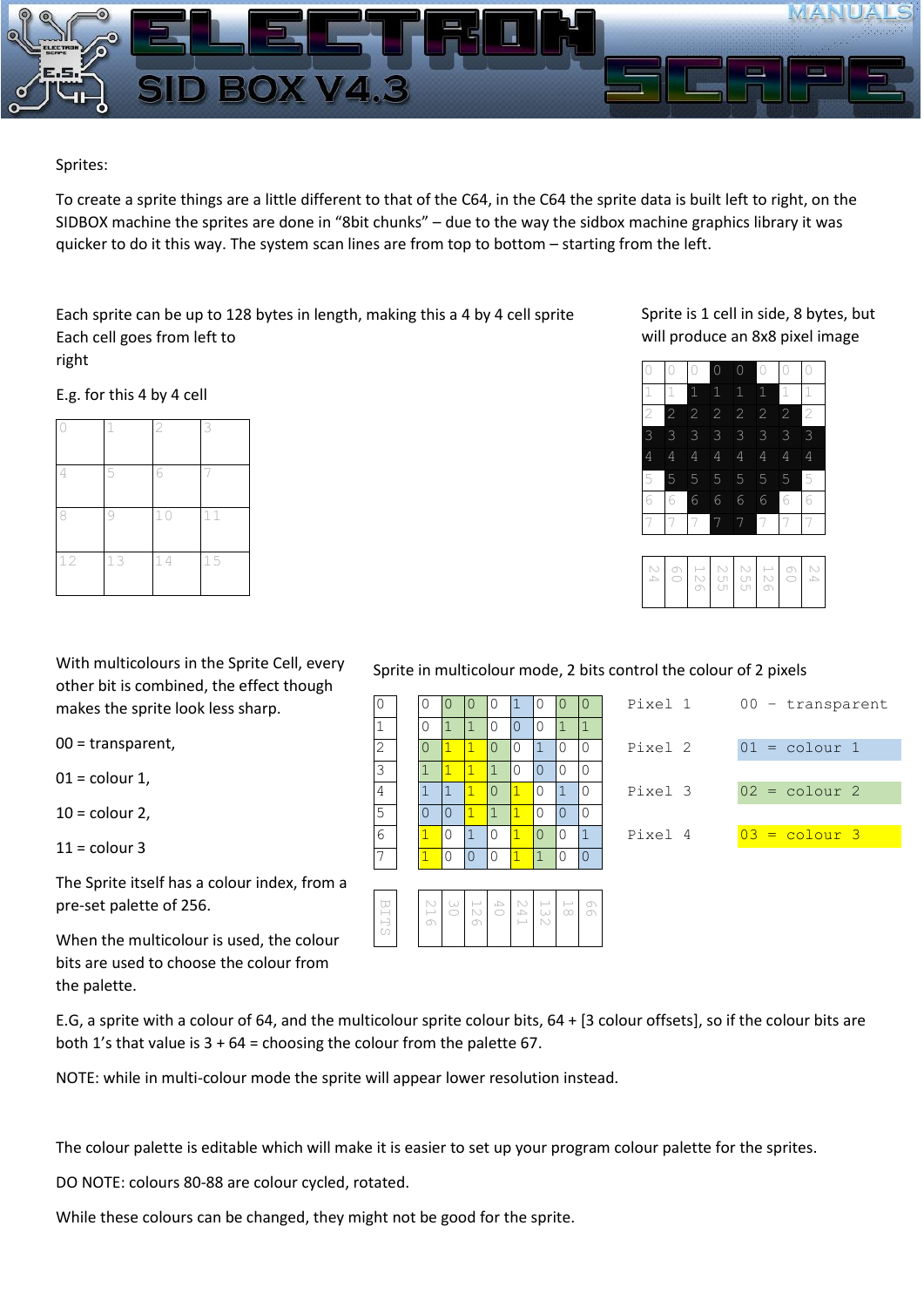Sprites:

To create a sprite things are a little different to that of the C64, in the C64 the sprite data is built left to right, on the SIDBOX machine the sprites are done in "8bit chunks" – due to the way the sidbox machine graphics library it was quicker to do it this way. The system scan lines are from top to bottom – starting from the left.

Each sprite can be up to 128 bytes in length, making this a 4 by 4 cell sprite
Each cell goes from left to right

E.g. for this 4 by 4 cell

| 0 | 1 | 2 | 3 |
|---|---|---|---|
| 4 | 5 | 6 | 7 |
| 8 | 9 | 10 | 11 |
| 12 | 13 | 14 | 15 |

Sprite is 1 cell in side, 8 bytes, but will produce an 8x8 pixel image

| 0 | 0 | 0 | 0 | 0 | 0 | 0 | 0 |
|---|---|---|---|---|---|---|---|
| 1 | 1 | 1 | 1 | 1 | 1 | 1 | 1 |
| 2 | 2 | 2 | 2 | 2 | 2 | 2 | 2 |
| 3 | 3 | 3 | 3 | 3 | 3 | 3 | 3 |
| 4 | 4 | 4 | 4 | 4 | 4 | 4 | 4 |
| 5 | 5 | 5 | 5 | 5 | 5 | 5 | 5 |
| 6 | 6 | 6 | 6 | 6 | 6 | 6 | 6 |
| 7 | 7 | 7 | 7 | 7 | 7 | 7 | 7 |

| 24 | 60 | 126 | 255 | 255 | 126 | 60 | 24 |
|---|---|---|---|---|---|---|---|

With multicolours in the Sprite Cell, every other bit is combined, the effect though makes the sprite look less sharp.

00 = transparent,

01 = colour 1,

10 = colour 2,

11 = colour 3

The Sprite itself has a colour index, from a pre-set palette of 256.

When the multicolour is used, the colour bits are used to choose the colour from the palette.

Sprite in multicolour mode, 2 bits control the colour of 2 pixels

| BITS | | | | | | | | |
|---|---|---|---|---|---|---|---|---|
| 0 | 0 | 0 | 0 | 0 | 1 | 0 | 0 | 0 |
| 1 | 0 | 1 | 1 | 0 | 0 | 0 | 1 | 1 |
| 2 | 0 | 1 | 1 | 0 | 0 | 1 | 0 | 0 |
| 3 | 1 | 1 | 1 | 1 | 0 | 0 | 0 | 0 |
| 4 | 1 | 1 | 1 | 0 | 1 | 0 | 1 | 0 |
| 5 | 0 | 0 | 1 | 1 | 1 | 0 | 0 | 0 |
| 6 | 1 | 0 | 1 | 0 | 1 | 0 | 0 | 1 |
| 7 | 1 | 0 | 0 | 0 | 1 | 1 | 0 | 0 |
| BITS | 216 | 30 | 126 | 40 | 241 | 132 | 18 | 99 |

| Pixel | Value |
|---|---|
| Pixel 1 | 00 – transparent |
| Pixel 2 | 01 = colour 1 |
| Pixel 3 | 02 = colour 2 |
| Pixel 4 | 03 = colour 3 |

E.G, a sprite with a colour of 64, and the multicolour sprite colour bits, 64 + [3 colour offsets], so if the colour bits are both 1's that value is 3 + 64 = choosing the colour from the palette 67.

NOTE: while in multi-colour mode the sprite will appear lower resolution instead.

The colour palette is editable which will make it is easier to set up your program colour palette for the sprites.

DO NOTE: colours 80-88 are colour cycled, rotated.

While these colours can be changed, they might not be good for the sprite.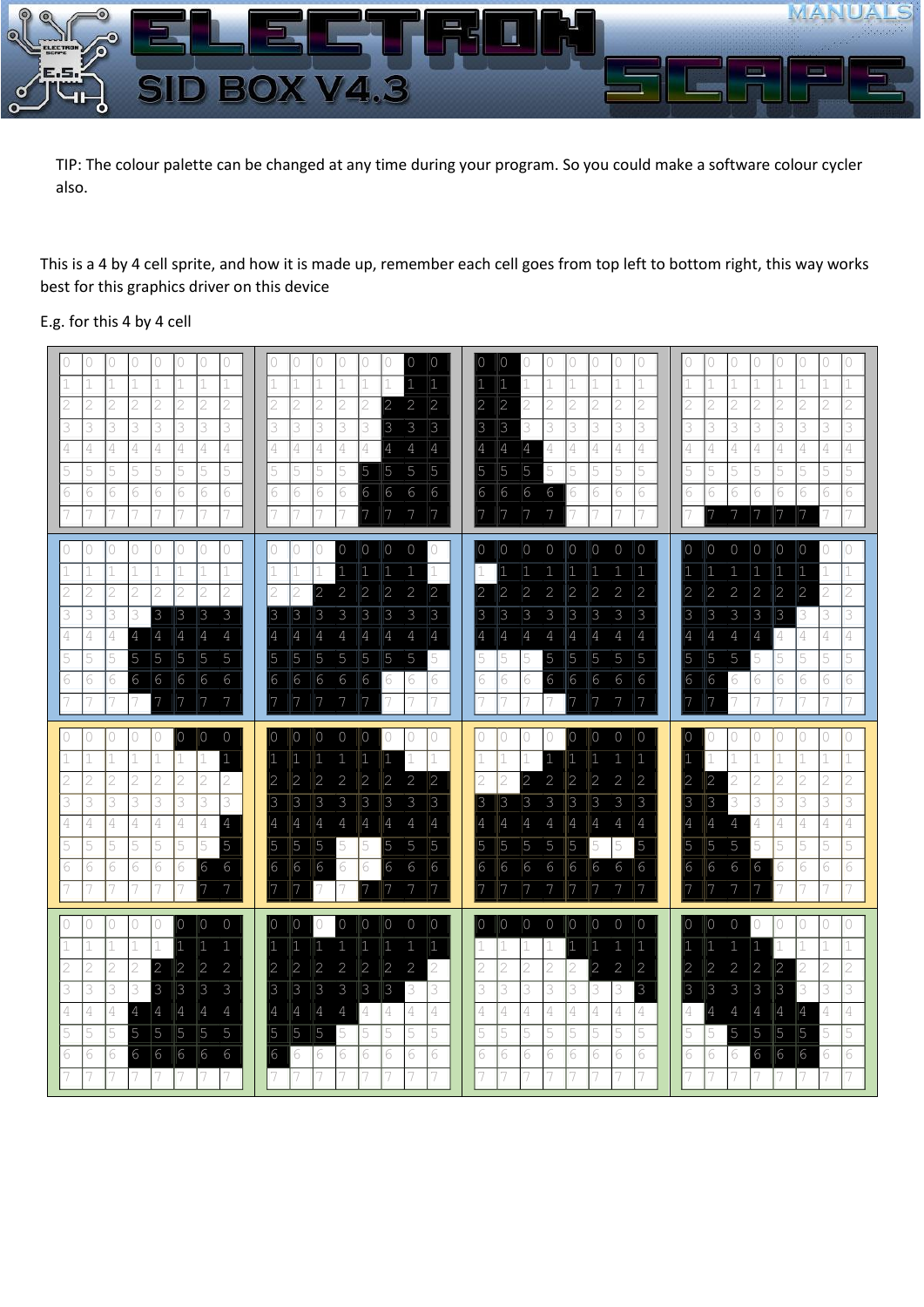TIP: The colour palette can be changed at any time during your program. So you could make a software colour cycler also.

This is a 4 by 4 cell sprite, and how it is made up, remember each cell goes from top left to bottom right, this way works best for this graphics driver on this device

E.g. for this 4 by 4 cell